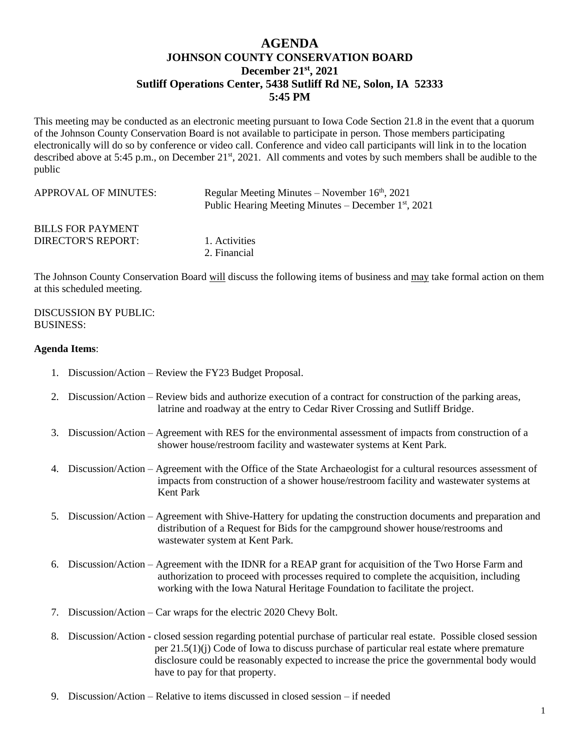# AGENDA
## JOHNSON COUNTY CONSERVATION BOARD
### December 21st, 2021
### Sutliff Operations Center, 5438 Sutliff Rd NE, Solon, IA 52333
### 5:45 PM

This meeting may be conducted as an electronic meeting pursuant to Iowa Code Section 21.8 in the event that a quorum of the Johnson County Conservation Board is not available to participate in person. Those members participating electronically will do so by conference or video call. Conference and video call participants will link in to the location described above at 5:45 p.m., on December 21st, 2021. All comments and votes by such members shall be audible to the public

APPROVAL OF MINUTES: Regular Meeting Minutes – November 16th, 2021
Public Hearing Meeting Minutes – December 1st, 2021

BILLS FOR PAYMENT

DIRECTOR'S REPORT:
1. Activities
2. Financial

The Johnson County Conservation Board will discuss the following items of business and may take formal action on them at this scheduled meeting.

DISCUSSION BY PUBLIC:

BUSINESS:

**Agenda Items**:

1. Discussion/Action – Review the FY23 Budget Proposal.
2. Discussion/Action – Review bids and authorize execution of a contract for construction of the parking areas, latrine and roadway at the entry to Cedar River Crossing and Sutliff Bridge.
3. Discussion/Action – Agreement with RES for the environmental assessment of impacts from construction of a shower house/restroom facility and wastewater systems at Kent Park.
4. Discussion/Action – Agreement with the Office of the State Archaeologist for a cultural resources assessment of impacts from construction of a shower house/restroom facility and wastewater systems at Kent Park
5. Discussion/Action – Agreement with Shive-Hattery for updating the construction documents and preparation and distribution of a Request for Bids for the campground shower house/restrooms and wastewater system at Kent Park.
6. Discussion/Action – Agreement with the IDNR for a REAP grant for acquisition of the Two Horse Farm and authorization to proceed with processes required to complete the acquisition, including working with the Iowa Natural Heritage Foundation to facilitate the project.
7. Discussion/Action – Car wraps for the electric 2020 Chevy Bolt.
8. Discussion/Action - closed session regarding potential purchase of particular real estate. Possible closed session per 21.5(1)(j) Code of Iowa to discuss purchase of particular real estate where premature disclosure could be reasonably expected to increase the price the governmental body would have to pay for that property.
9. Discussion/Action – Relative to items discussed in closed session – if needed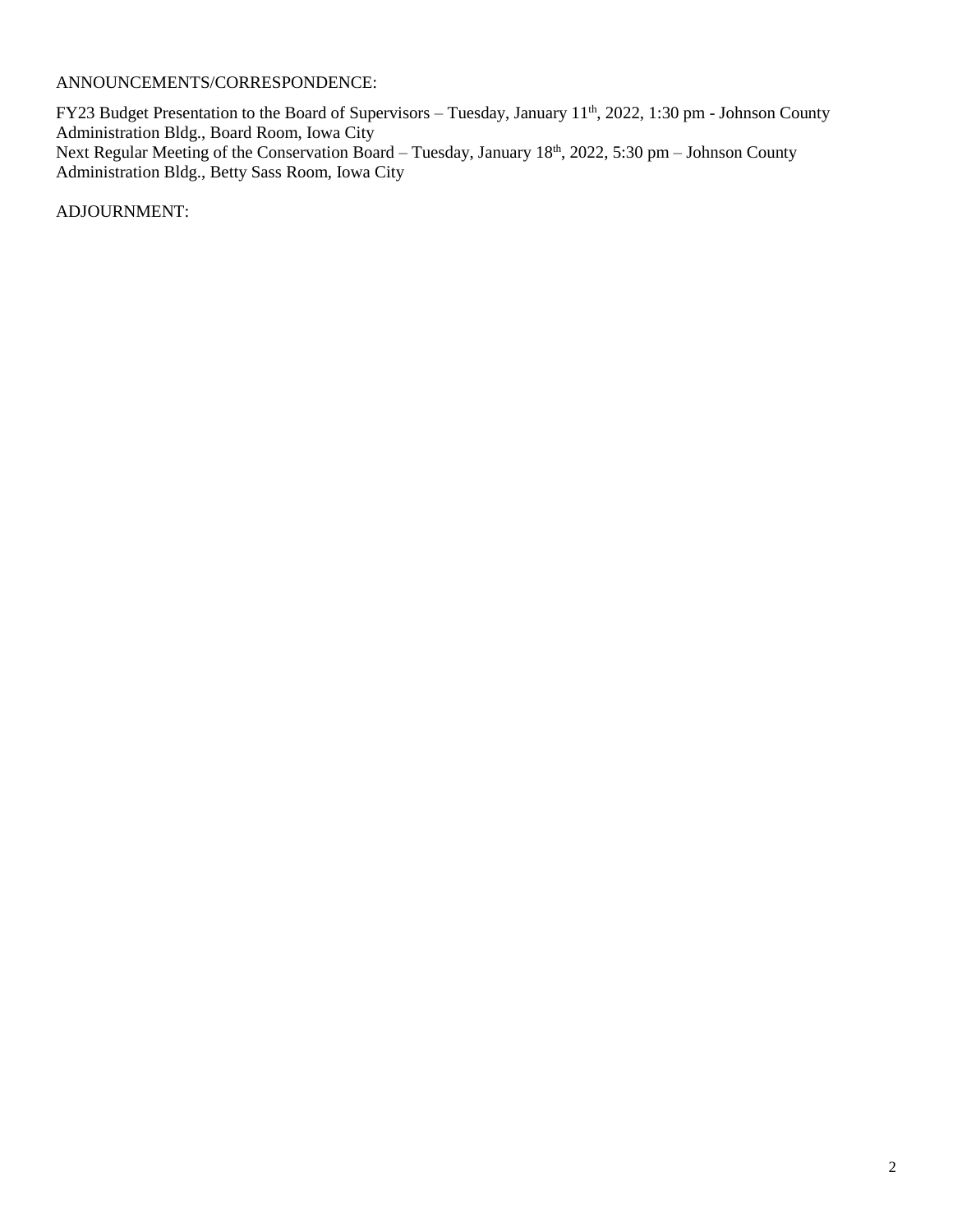ANNOUNCEMENTS/CORRESPONDENCE:

FY23 Budget Presentation to the Board of Supervisors – Tuesday, January 11th, 2022, 1:30 pm - Johnson County Administration Bldg., Board Room, Iowa City
Next Regular Meeting of the Conservation Board – Tuesday, January 18th, 2022, 5:30 pm – Johnson County Administration Bldg., Betty Sass Room, Iowa City

ADJOURNMENT: